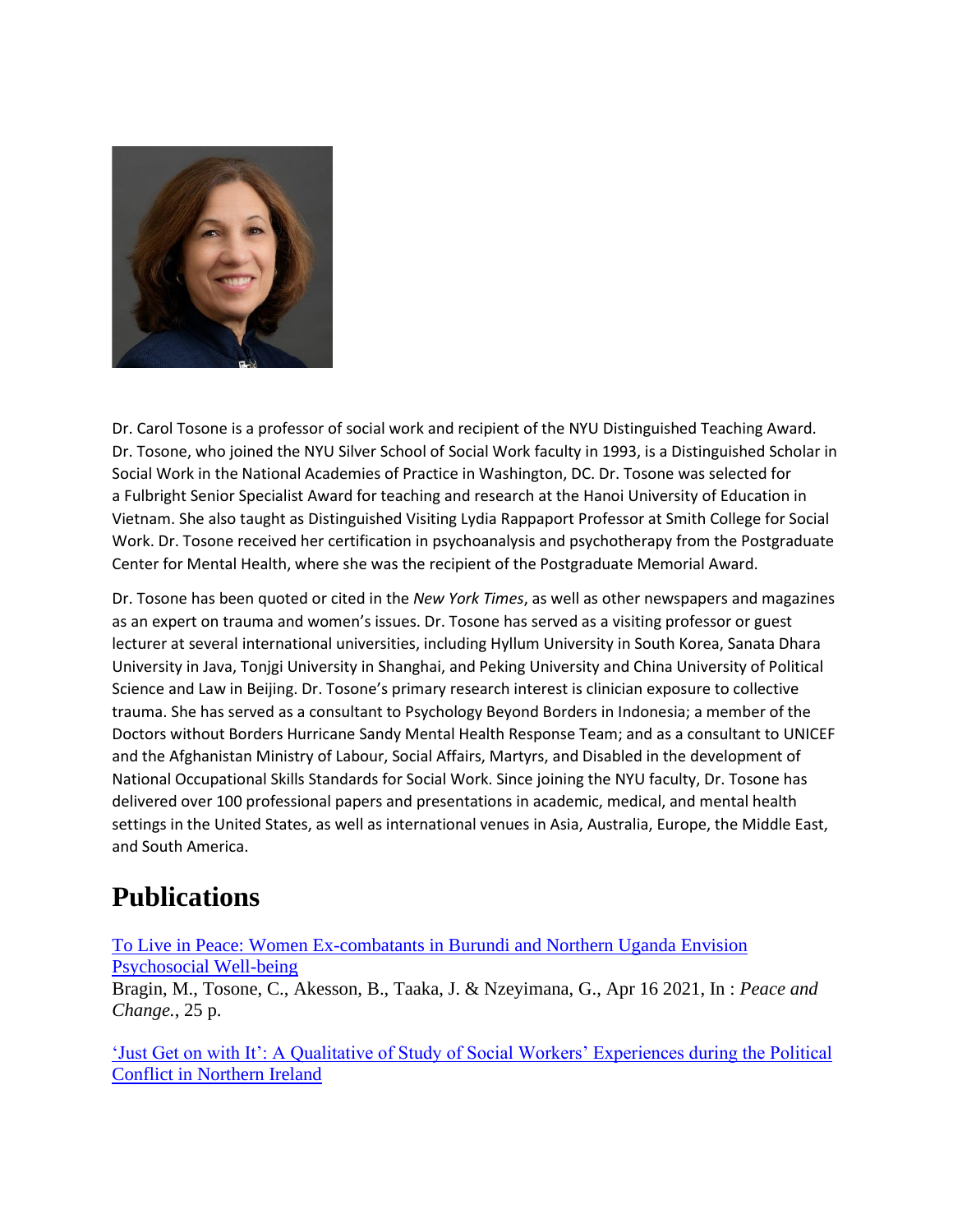Dr. Carol Tosone is a professor of social work and recipient of the NYU Distinguished Teaching Award. Dr. Tosone, who joined the NYU Silver School of Social Work faculty in 1993, is a Distinguished Scholar in Social Work in the National Academies of Practice in Washington, DC. Dr. Tosone was selected for a Fulbright Senior Specialist Award for teaching and research at the Hanoi University of Education in Vietnam. She also taught as Distinguished Visiting Lydia Rappaport Professor at Smith College for Social Work. Dr. Tosone received her certification in psychoanalysis and psychotherapy from the Postgraduate Center for Mental Health, where she was the recipient of the Postgraduate Memorial Award.

Dr. Tosone has been quoted or cited in the *New York Times*, as well as other newspapers and magazines as an expert on trauma and women's issues. Dr. Tosone has served as a visiting professor or guest lecturer at several international universities, including Hyllum University in South Korea, Sanata Dhara University in Java, Tonjgi University in Shanghai, and Peking University and China University of Political Science and Law in Beijing. Dr. Tosone's primary research interest is clinician exposure to collective trauma. She has served as a consultant to Psychology Beyond Borders in Indonesia; a member of the Doctors without Borders Hurricane Sandy Mental Health Response Team; and as a consultant to UNICEF and the Afghanistan Ministry of Labour, Social Affairs, Martyrs, and Disabled in the development of National Occupational Skills Standards for Social Work. Since joining the NYU faculty, Dr. Tosone has delivered over 100 professional papers and presentations in academic, medical, and mental health settings in the United States, as well as international venues in Asia, Australia, Europe, the Middle East, and South America.

# Publications

To Live in Peace: Women Ex-combatants in Burundi and Northern Uganda Envision Psychosocial Well-being
Bragin, M., Tosone, C., Akesson, B., Taaka, J. & Nzeyimana, G., Apr 16 2021, In : *Peace and Change.*, 25 p.

'Just Get on with It': A Qualitative of Study of Social Workers' Experiences during the Political Conflict in Northern Ireland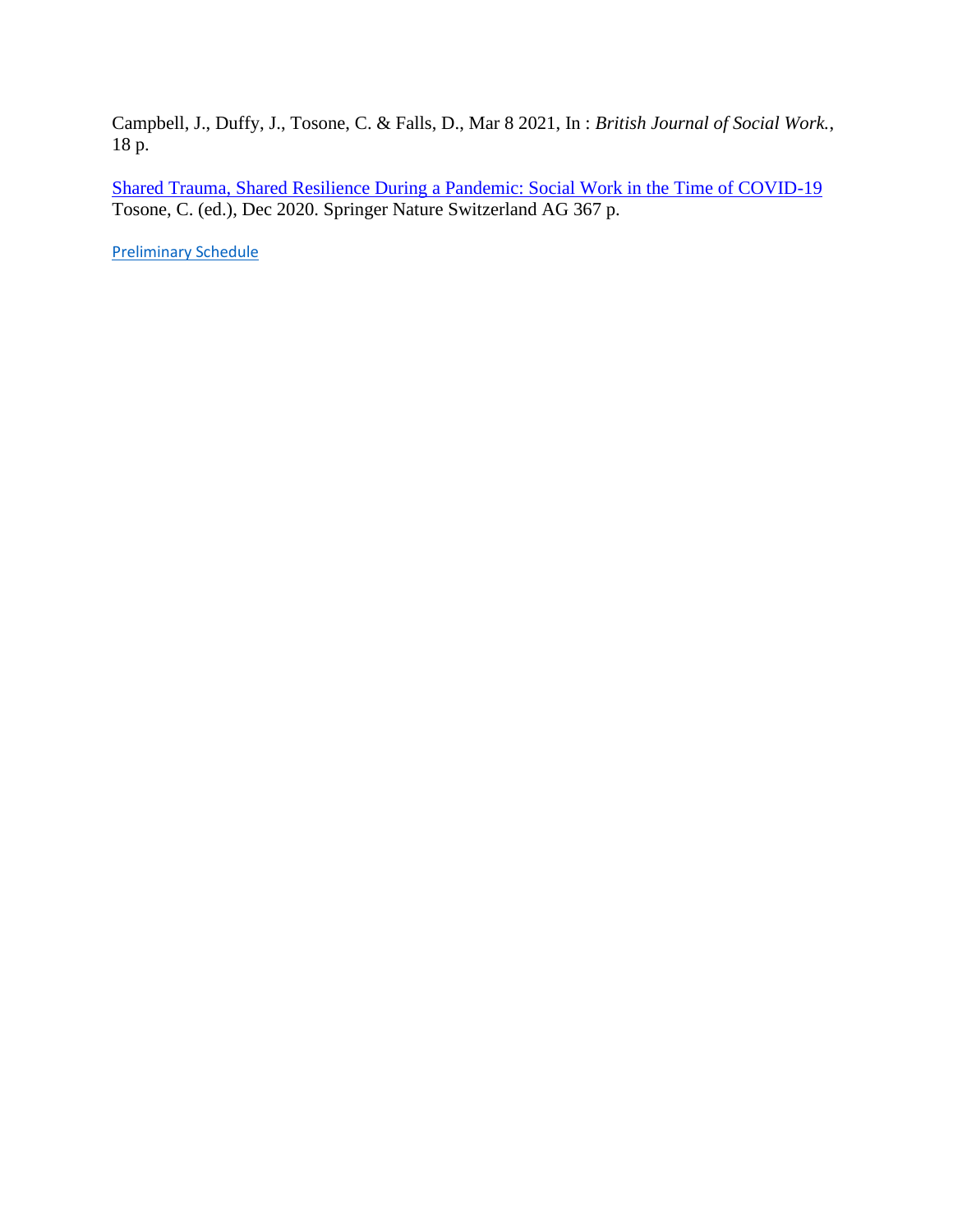Campbell, J., Duffy, J., Tosone, C. & Falls, D., Mar 8 2021, In : *British Journal of Social Work.*, 18 p.

[Shared Trauma, Shared Resilience During a Pandemic: Social Work in the Time of COVID-19]
Tosone, C. (ed.), Dec 2020. Springer Nature Switzerland AG 367 p.

[Preliminary Schedule]